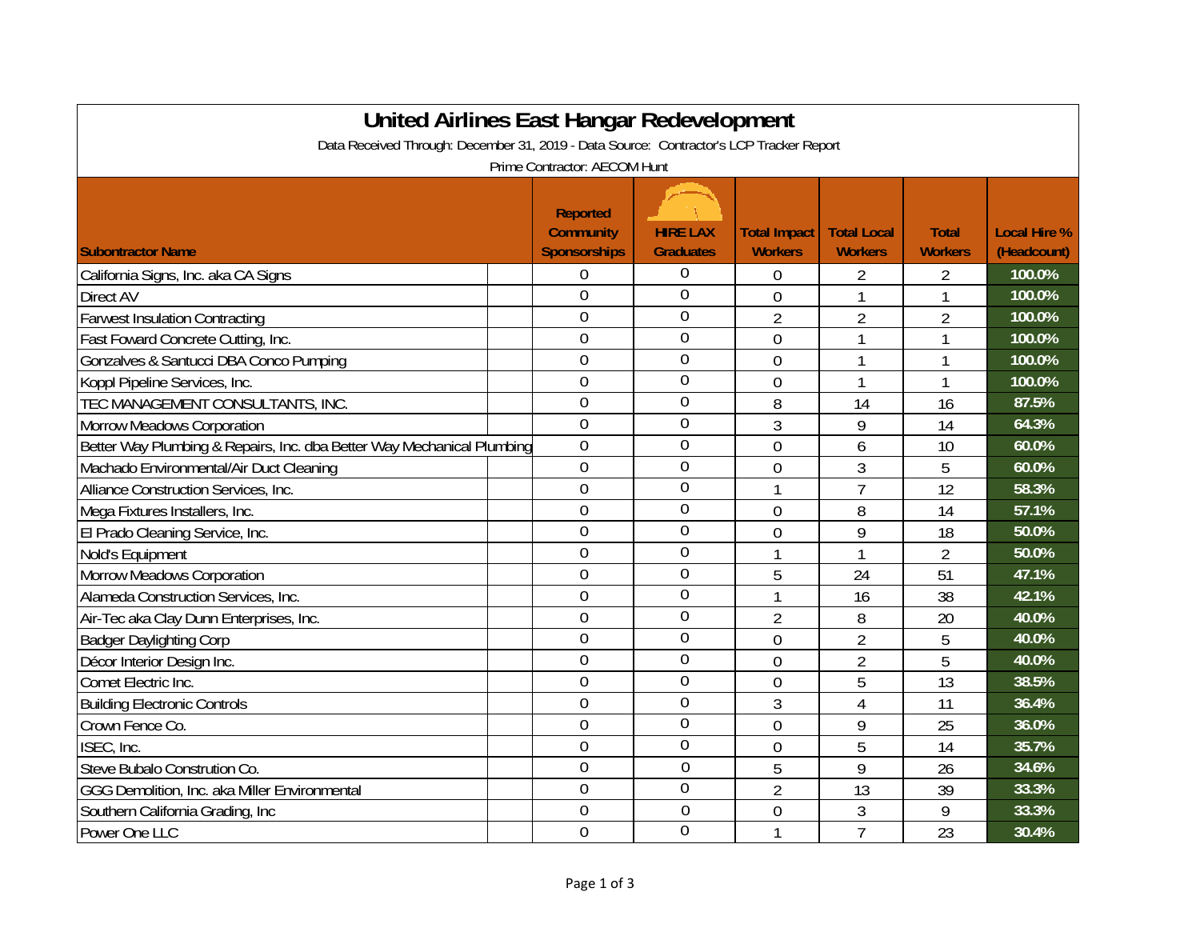# United Airlines East Hangar Redevelopment

Data Received Through: December 31, 2019 - Data Source: Contractor's LCP Tracker Report

Prime Contractor: AECOM Hunt

| Subontractor Name | Reported Community Sponsorships | HIRE LAX Graduates | Total Impact Workers | Total Local Workers | Total Workers | Local Hire % (Headcount) |
|---|---|---|---|---|---|---|
| California Signs, Inc. aka CA Signs | 0 | 0 | 0 | 2 | 2 | 100.0% |
| Direct AV | 0 | 0 | 0 | 1 | 1 | 100.0% |
| Farwest Insulation Contracting | 0 | 0 | 2 | 2 | 2 | 100.0% |
| Fast Foward Concrete Cutting, Inc. | 0 | 0 | 0 | 1 | 1 | 100.0% |
| Gonzalves & Santucci DBA Conco Pumping | 0 | 0 | 0 | 1 | 1 | 100.0% |
| Koppl Pipeline Services, Inc. | 0 | 0 | 0 | 1 | 1 | 100.0% |
| TEC MANAGEMENT CONSULTANTS, INC. | 0 | 0 | 8 | 14 | 16 | 87.5% |
| Morrow Meadows Corporation | 0 | 0 | 3 | 9 | 14 | 64.3% |
| Better Way Plumbing & Repairs, Inc. dba Better Way Mechanical Plumbing | 0 | 0 | 0 | 6 | 10 | 60.0% |
| Machado Environmental/Air Duct Cleaning | 0 | 0 | 0 | 3 | 5 | 60.0% |
| Alliance Construction Services, Inc. | 0 | 0 | 1 | 7 | 12 | 58.3% |
| Mega Fixtures Installers, Inc. | 0 | 0 | 0 | 8 | 14 | 57.1% |
| El Prado Cleaning Service, Inc. | 0 | 0 | 0 | 9 | 18 | 50.0% |
| Nold's Equipment | 0 | 0 | 1 | 1 | 2 | 50.0% |
| Morrow Meadows Corporation | 0 | 0 | 5 | 24 | 51 | 47.1% |
| Alameda Construction Services, Inc. | 0 | 0 | 1 | 16 | 38 | 42.1% |
| Air-Tec aka Clay Dunn Enterprises, Inc. | 0 | 0 | 2 | 8 | 20 | 40.0% |
| Badger Daylighting Corp | 0 | 0 | 0 | 2 | 5 | 40.0% |
| Décor Interior Design Inc. | 0 | 0 | 0 | 2 | 5 | 40.0% |
| Comet Electric Inc. | 0 | 0 | 0 | 5 | 13 | 38.5% |
| Building Electronic Controls | 0 | 0 | 3 | 4 | 11 | 36.4% |
| Crown Fence Co. | 0 | 0 | 0 | 9 | 25 | 36.0% |
| ISEC, Inc. | 0 | 0 | 0 | 5 | 14 | 35.7% |
| Steve Bubalo Constrution Co. | 0 | 0 | 5 | 9 | 26 | 34.6% |
| GGG Demolition, Inc. aka Miller Environmental | 0 | 0 | 2 | 13 | 39 | 33.3% |
| Southern California Grading, Inc | 0 | 0 | 0 | 3 | 9 | 33.3% |
| Power One LLC | 0 | 0 | 1 | 7 | 23 | 30.4% |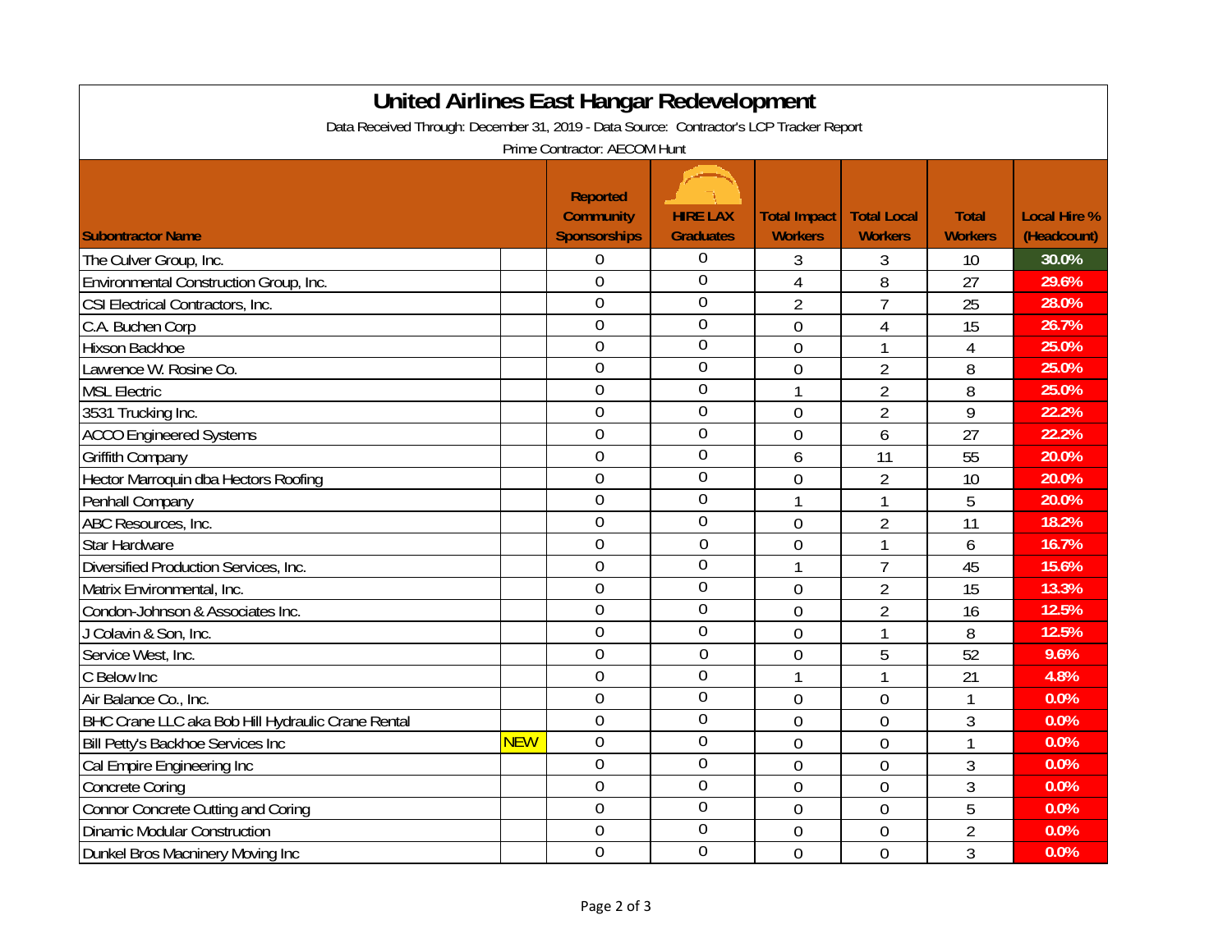# United Airlines East Hangar Redevelopment

Data Received Through: December 31, 2019 - Data Source: Contractor's LCP Tracker Report

Prime Contractor: AECOM Hunt

| Subontractor Name | | Reported Community Sponsorships | HIRE LAX Graduates | Total Impact Workers | Total Local Workers | Total Workers | Local Hire % (Headcount) |
|---|---|---|---|---|---|---|---|
| The Culver Group, Inc. | | 0 | 0 | 3 | 3 | 10 | 30.0% |
| Environmental Construction Group, Inc. | | 0 | 0 | 4 | 8 | 27 | 29.6% |
| CSI Electrical Contractors, Inc. | | 0 | 0 | 2 | 7 | 25 | 28.0% |
| C.A. Buchen Corp | | 0 | 0 | 0 | 4 | 15 | 26.7% |
| Hixson Backhoe | | 0 | 0 | 0 | 1 | 4 | 25.0% |
| Lawrence W. Rosine Co. | | 0 | 0 | 0 | 2 | 8 | 25.0% |
| MSL Electric | | 0 | 0 | 1 | 2 | 8 | 25.0% |
| 3531 Trucking Inc. | | 0 | 0 | 0 | 2 | 9 | 22.2% |
| ACCO Engineered Systems | | 0 | 0 | 0 | 6 | 27 | 22.2% |
| Griffith Company | | 0 | 0 | 6 | 11 | 55 | 20.0% |
| Hector Marroquin dba Hectors Roofing | | 0 | 0 | 0 | 2 | 10 | 20.0% |
| Penhall Company | | 0 | 0 | 1 | 1 | 5 | 20.0% |
| ABC Resources, Inc. | | 0 | 0 | 0 | 2 | 11 | 18.2% |
| Star Hardware | | 0 | 0 | 0 | 1 | 6 | 16.7% |
| Diversified Production Services, Inc. | | 0 | 0 | 1 | 7 | 45 | 15.6% |
| Matrix Environmental, Inc. | | 0 | 0 | 0 | 2 | 15 | 13.3% |
| Condon-Johnson & Associates Inc. | | 0 | 0 | 0 | 2 | 16 | 12.5% |
| J Colavin & Son, Inc. | | 0 | 0 | 0 | 1 | 8 | 12.5% |
| Service West, Inc. | | 0 | 0 | 0 | 5 | 52 | 9.6% |
| C Below Inc | | 0 | 0 | 1 | 1 | 21 | 4.8% |
| Air Balance Co., Inc. | | 0 | 0 | 0 | 0 | 1 | 0.0% |
| BHC Crane LLC aka Bob Hill Hydraulic Crane Rental | | 0 | 0 | 0 | 0 | 3 | 0.0% |
| Bill Petty's Backhoe Services Inc | NEW | 0 | 0 | 0 | 0 | 1 | 0.0% |
| Cal Empire Engineering Inc | | 0 | 0 | 0 | 0 | 3 | 0.0% |
| Concrete Coring | | 0 | 0 | 0 | 0 | 3 | 0.0% |
| Connor Concrete Cutting and Coring | | 0 | 0 | 0 | 0 | 5 | 0.0% |
| Dinamic Modular Construction | | 0 | 0 | 0 | 0 | 2 | 0.0% |
| Dunkel Bros Macninery Moving Inc | | 0 | 0 | 0 | 0 | 3 | 0.0% |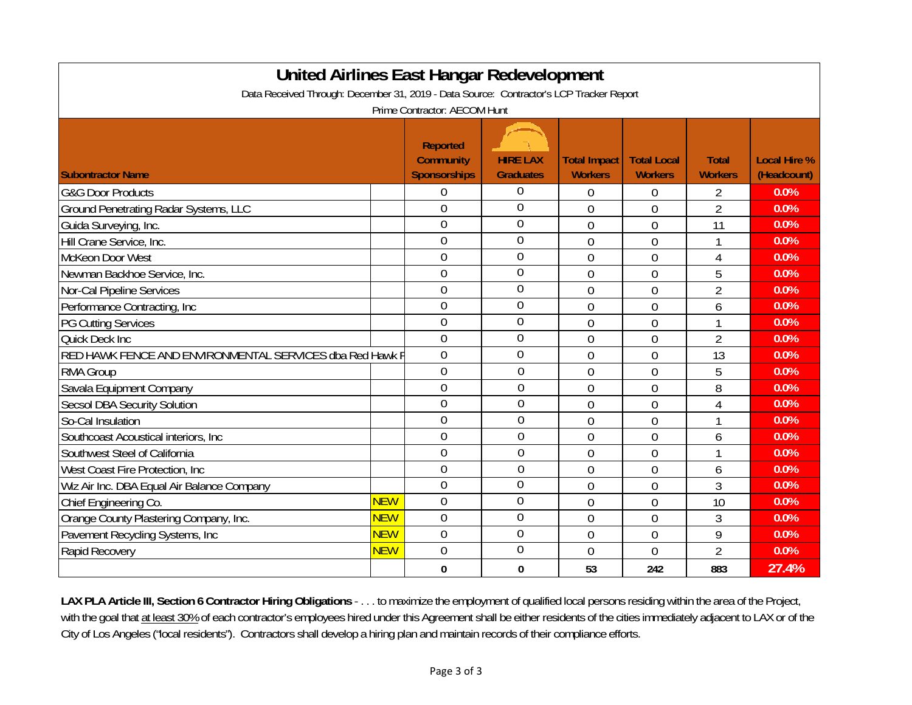# United Airlines East Hangar Redevelopment

Data Received Through: December 31, 2019 - Data Source: Contractor's LCP Tracker Report

Prime Contractor: AECOM Hunt

| Subontractor Name | | Reported Community Sponsorships | HIRE LAX Graduates | Total Impact Workers | Total Local Workers | Total Workers | Local Hire % (Headcount) |
|---|---|---|---|---|---|---|---|
| G&G Door Products | | 0 | 0 | 0 | 0 | 2 | 0.0% |
| Ground Penetrating Radar Systems, LLC | | 0 | 0 | 0 | 0 | 2 | 0.0% |
| Guida Surveying, Inc. | | 0 | 0 | 0 | 0 | 11 | 0.0% |
| Hill Crane Service, Inc. | | 0 | 0 | 0 | 0 | 1 | 0.0% |
| McKeon Door West | | 0 | 0 | 0 | 0 | 4 | 0.0% |
| Newman Backhoe Service, Inc. | | 0 | 0 | 0 | 0 | 5 | 0.0% |
| Nor-Cal Pipeline Services | | 0 | 0 | 0 | 0 | 2 | 0.0% |
| Performance Contracting, Inc | | 0 | 0 | 0 | 0 | 6 | 0.0% |
| PG Cutting Services | | 0 | 0 | 0 | 0 | 1 | 0.0% |
| Quick Deck Inc | | 0 | 0 | 0 | 0 | 2 | 0.0% |
| RED HAWK FENCE AND ENVIRONMENTAL SERVICES dba Red Hawk F | | 0 | 0 | 0 | 0 | 13 | 0.0% |
| RMA Group | | 0 | 0 | 0 | 0 | 5 | 0.0% |
| Savala Equipment Company | | 0 | 0 | 0 | 0 | 8 | 0.0% |
| Secsol DBA Security Solution | | 0 | 0 | 0 | 0 | 4 | 0.0% |
| So-Cal Insulation | | 0 | 0 | 0 | 0 | 1 | 0.0% |
| Southcoast Acoustical interiors, Inc | | 0 | 0 | 0 | 0 | 6 | 0.0% |
| Southwest Steel of California | | 0 | 0 | 0 | 0 | 1 | 0.0% |
| West Coast Fire Protection, Inc | | 0 | 0 | 0 | 0 | 6 | 0.0% |
| Wiz Air Inc. DBA Equal Air Balance Company | | 0 | 0 | 0 | 0 | 3 | 0.0% |
| Chief Engineering Co. | NEW | 0 | 0 | 0 | 0 | 10 | 0.0% |
| Orange County Plastering Company, Inc. | NEW | 0 | 0 | 0 | 0 | 3 | 0.0% |
| Pavement Recycling Systems, Inc | NEW | 0 | 0 | 0 | 0 | 9 | 0.0% |
| Rapid Recovery | NEW | 0 | 0 | 0 | 0 | 2 | 0.0% |
| | | **0** | **0** | **53** | **242** | **883** | **27.4%** |

**LAX PLA Article III, Section 6 Contractor Hiring Obligations** - . . . to maximize the employment of qualified local persons residing within the area of the Project, with the goal that at least 30% of each contractor's employees hired under this Agreement shall be either residents of the cities immediately adjacent to LAX or of the City of Los Angeles ("local residents"). Contractors shall develop a hiring plan and maintain records of their compliance efforts.